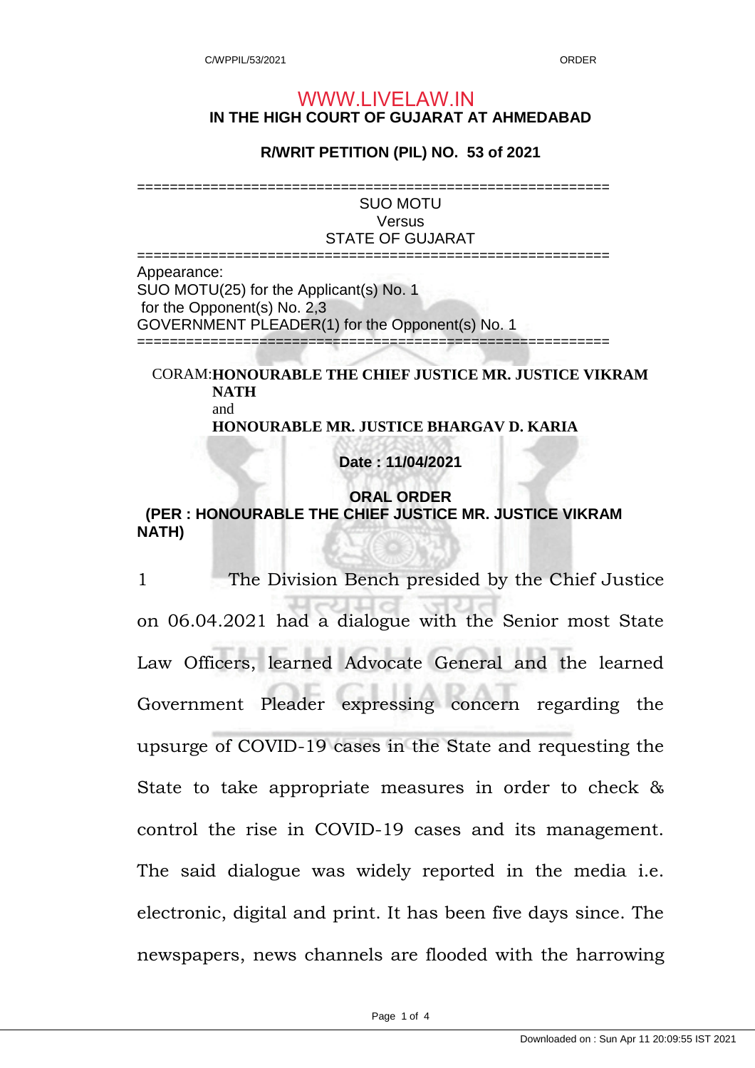WWW.LIVELAW.IN

# IN THE HIGH COURT OF GUJARAT AT AHMEDABAD

## R/WRIT PETITION (PIL) NO. 53 of 2021

==========================================================

SUO MOTU
Versus
STATE OF GUJARAT

==========================================================

Appearance:
SUO MOTU(25) for the Applicant(s) No. 1
for the Opponent(s) No. 2,3
GOVERNMENT PLEADER(1) for the Opponent(s) No. 1

==========================================================

CORAM: **HONOURABLE THE CHIEF JUSTICE MR. JUSTICE VIKRAM NATH**
and
**HONOURABLE MR. JUSTICE BHARGAV D. KARIA**

**Date : 11/04/2021**

**ORAL ORDER**
**(PER : HONOURABLE THE CHIEF JUSTICE MR. JUSTICE VIKRAM NATH)**

1 The Division Bench presided by the Chief Justice on 06.04.2021 had a dialogue with the Senior most State Law Officers, learned Advocate General and the learned Government Pleader expressing concern regarding the upsurge of COVID-19 cases in the State and requesting the State to take appropriate measures in order to check & control the rise in COVID-19 cases and its management. The said dialogue was widely reported in the media i.e. electronic, digital and print. It has been five days since. The newspapers, news channels are flooded with the harrowing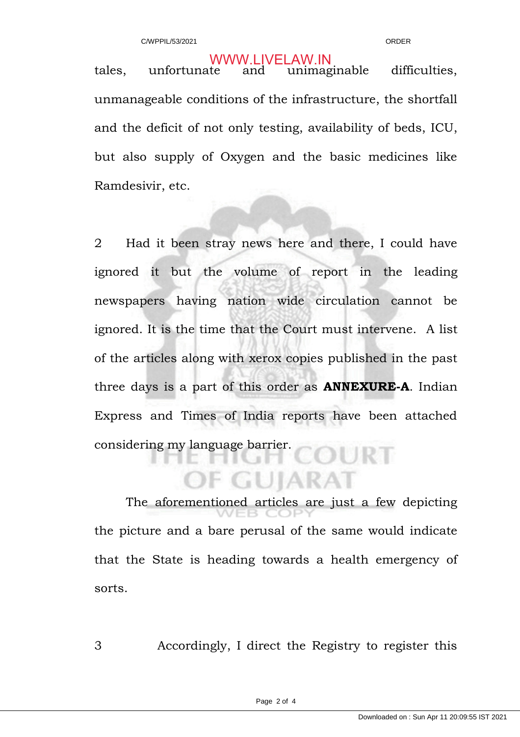tales, unfortunate and unimaginable difficulties, unmanageable conditions of the infrastructure, the shortfall and the deficit of not only testing, availability of beds, ICU, but also supply of Oxygen and the basic medicines like Ramdesivir, etc.

2 Had it been stray news here and there, I could have ignored it but the volume of report in the leading newspapers having nation wide circulation cannot be ignored. It is the time that the Court must intervene. A list of the articles along with xerox copies published in the past three days is a part of this order as **ANNEXURE-A**. Indian Express and Times of India reports have been attached considering my language barrier.

The aforementioned articles are just a few depicting the picture and a bare perusal of the same would indicate that the State is heading towards a health emergency of sorts.

3 Accordingly, I direct the Registry to register this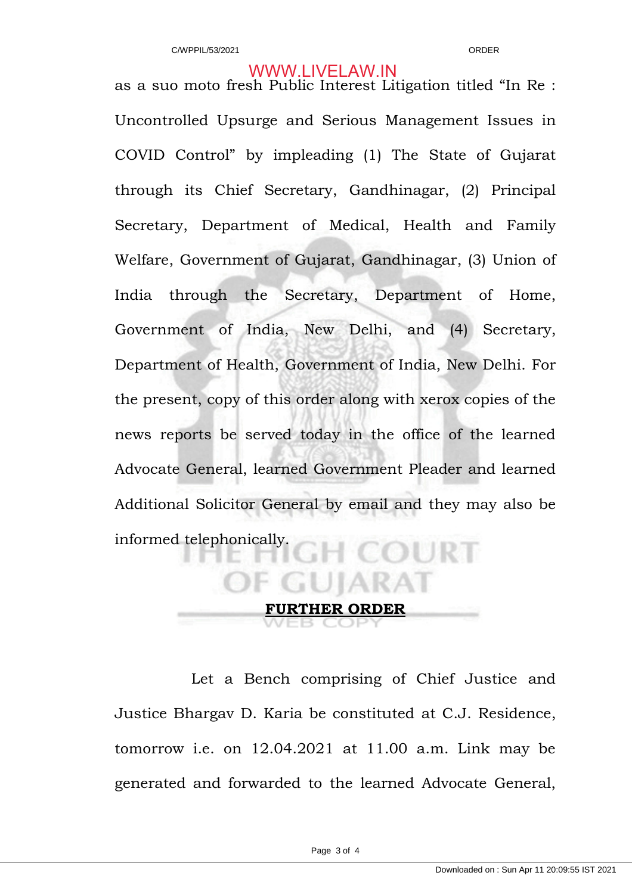as a suo moto fresh Public Interest Litigation titled "In Re : Uncontrolled Upsurge and Serious Management Issues in COVID Control" by impleading (1) The State of Gujarat through its Chief Secretary, Gandhinagar, (2) Principal Secretary, Department of Medical, Health and Family Welfare, Government of Gujarat, Gandhinagar, (3) Union of India through the Secretary, Department of Home, Government of India, New Delhi, and (4) Secretary, Department of Health, Government of India, New Delhi. For the present, copy of this order along with xerox copies of the news reports be served today in the office of the learned Advocate General, learned Government Pleader and learned Additional Solicitor General by email and they may also be informed telephonically.

**FURTHER ORDER**

Let a Bench comprising of Chief Justice and Justice Bhargav D. Karia be constituted at C.J. Residence, tomorrow i.e. on 12.04.2021 at 11.00 a.m. Link may be generated and forwarded to the learned Advocate General,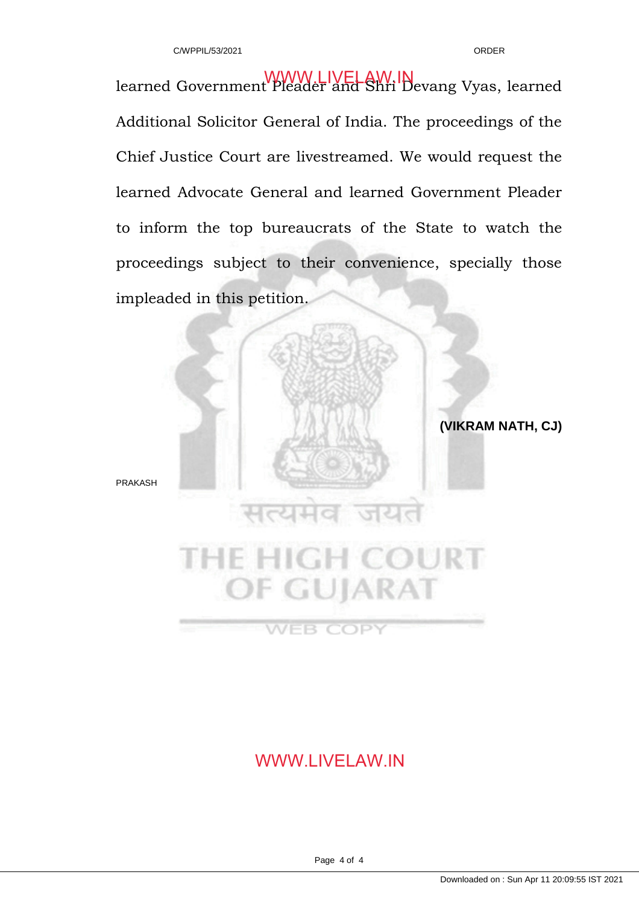learned Government Pleader and Shri Devang Vyas, learned Additional Solicitor General of India. The proceedings of the Chief Justice Court are livestreamed. We would request the learned Advocate General and learned Government Pleader to inform the top bureaucrats of the State to watch the proceedings subject to their convenience, specially those impleaded in this petition.

**(VIKRAM NATH, CJ)**

PRAKASH